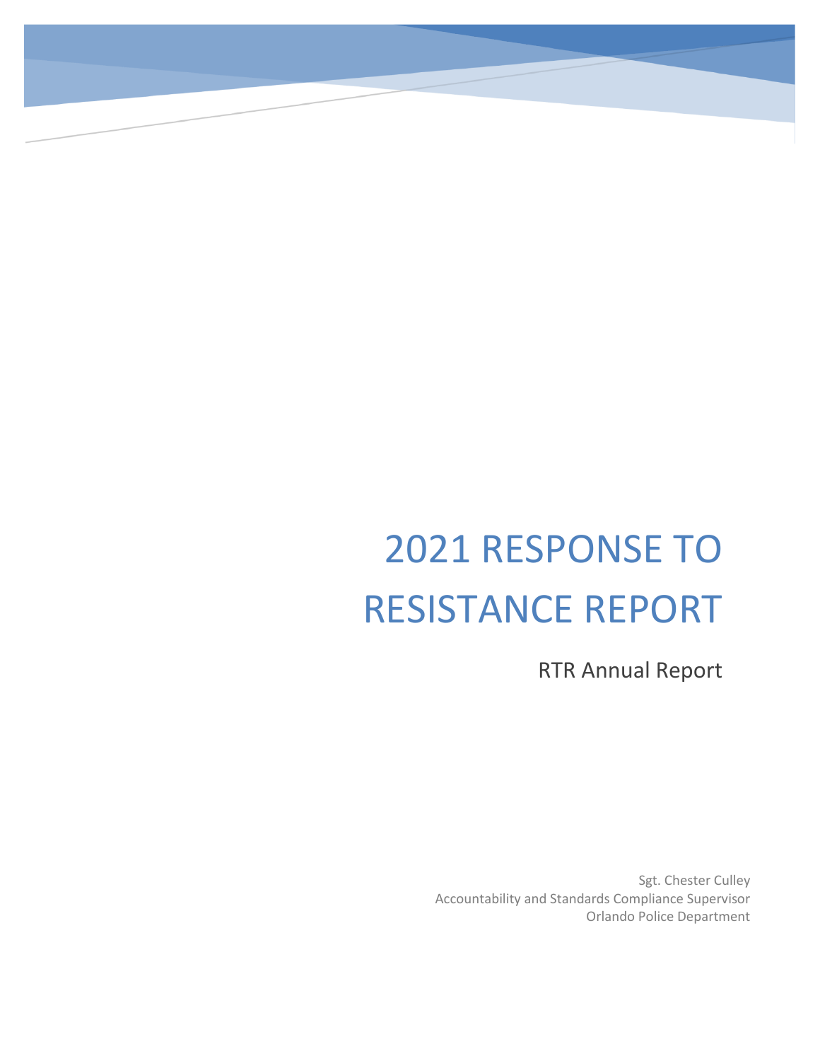# 2021 RESPONSE TO RESISTANCE REPORT

RTR Annual Report

Sgt. Chester Culley
Accountability and Standards Compliance Supervisor
Orlando Police Department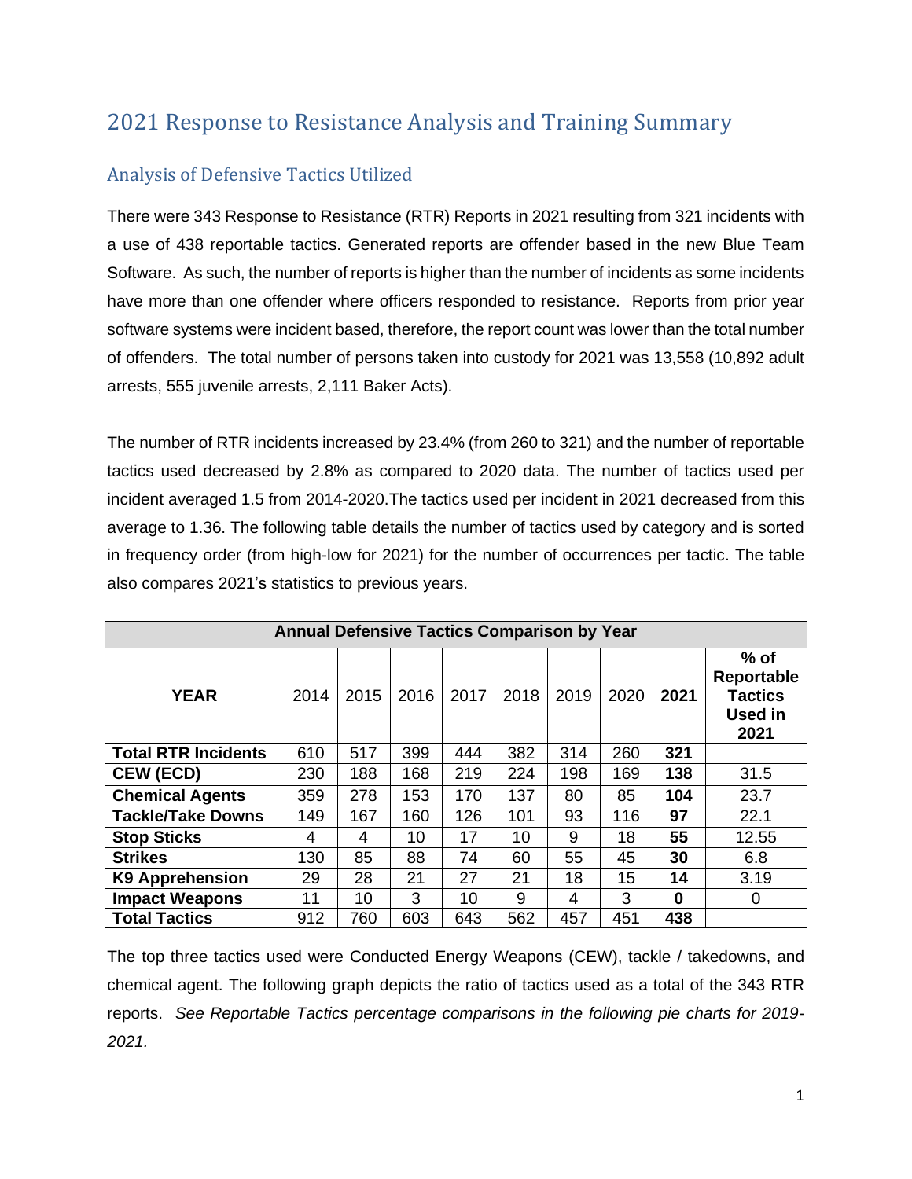# 2021 Response to Resistance Analysis and Training Summary

## Analysis of Defensive Tactics Utilized

There were 343 Response to Resistance (RTR) Reports in 2021 resulting from 321 incidents with a use of 438 reportable tactics. Generated reports are offender based in the new Blue Team Software. As such, the number of reports is higher than the number of incidents as some incidents have more than one offender where officers responded to resistance. Reports from prior year software systems were incident based, therefore, the report count was lower than the total number of offenders. The total number of persons taken into custody for 2021 was 13,558 (10,892 adult arrests, 555 juvenile arrests, 2,111 Baker Acts).

The number of RTR incidents increased by 23.4% (from 260 to 321) and the number of reportable tactics used decreased by 2.8% as compared to 2020 data. The number of tactics used per incident averaged 1.5 from 2014-2020.The tactics used per incident in 2021 decreased from this average to 1.36. The following table details the number of tactics used by category and is sorted in frequency order (from high-low for 2021) for the number of occurrences per tactic. The table also compares 2021's statistics to previous years.

| Annual Defensive Tactics Comparison by Year | | | | | | | | | |
|---|---|---|---|---|---|---|---|---|---|
| **YEAR** | 2014 | 2015 | 2016 | 2017 | 2018 | 2019 | 2020 | **2021** | **% of Reportable Tactics Used in 2021** |
| **Total RTR Incidents** | 610 | 517 | 399 | 444 | 382 | 314 | 260 | **321** | |
| **CEW (ECD)** | 230 | 188 | 168 | 219 | 224 | 198 | 169 | **138** | 31.5 |
| **Chemical Agents** | 359 | 278 | 153 | 170 | 137 | 80 | 85 | **104** | 23.7 |
| **Tackle/Take Downs** | 149 | 167 | 160 | 126 | 101 | 93 | 116 | **97** | 22.1 |
| **Stop Sticks** | 4 | 4 | 10 | 17 | 10 | 9 | 18 | **55** | 12.55 |
| **Strikes** | 130 | 85 | 88 | 74 | 60 | 55 | 45 | **30** | 6.8 |
| **K9 Apprehension** | 29 | 28 | 21 | 27 | 21 | 18 | 15 | **14** | 3.19 |
| **Impact Weapons** | 11 | 10 | 3 | 10 | 9 | 4 | 3 | **0** | 0 |
| **Total Tactics** | 912 | 760 | 603 | 643 | 562 | 457 | 451 | **438** | |

The top three tactics used were Conducted Energy Weapons (CEW), tackle / takedowns, and chemical agent. The following graph depicts the ratio of tactics used as a total of the 343 RTR reports. *See Reportable Tactics percentage comparisons in the following pie charts for 2019-2021.*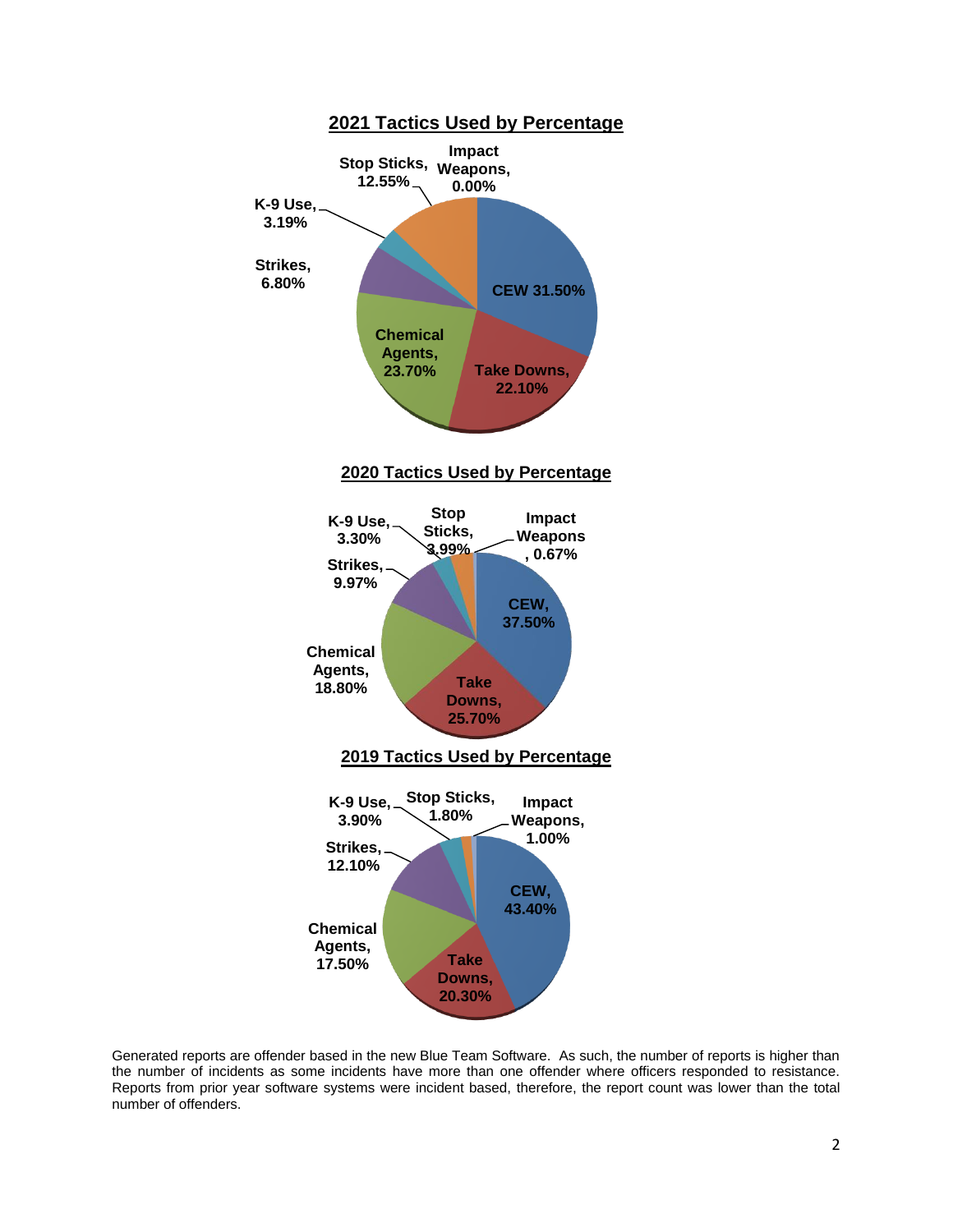## 2021 Tactics Used by Percentage

| Tactic | Percentage |
|---|---|
| CEW | 31.50% |
| Take Downs | 22.10% |
| Chemical Agents | 23.70% |
| Strikes | 6.80% |
| K-9 Use | 3.19% |
| Stop Sticks | 12.55% |
| Impact Weapons | 0.00% |

## 2020 Tactics Used by Percentage

| Tactic | Percentage |
|---|---|
| CEW | 37.50% |
| Take Downs | 25.70% |
| Chemical Agents | 18.80% |
| Strikes | 9.97% |
| K-9 Use | 3.30% |
| Stop Sticks | 3.99% |
| Impact Weapons | 0.67% |

## 2019 Tactics Used by Percentage

| Tactic | Percentage |
|---|---|
| CEW | 43.40% |
| Take Downs | 20.30% |
| Chemical Agents | 17.50% |
| Strikes | 12.10% |
| K-9 Use | 3.90% |
| Stop Sticks | 1.80% |
| Impact Weapons | 1.00% |

Generated reports are offender based in the new Blue Team Software. As such, the number of reports is higher than the number of incidents as some incidents have more than one offender where officers responded to resistance. Reports from prior year software systems were incident based, therefore, the report count was lower than the total number of offenders.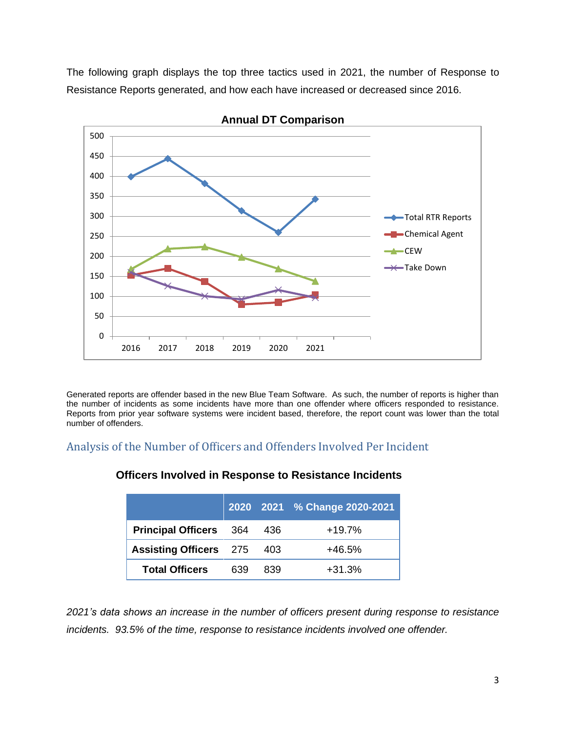The following graph displays the top three tactics used in 2021, the number of Response to Resistance Reports generated, and how each have increased or decreased since 2016.

**Annual DT Comparison**

Generated reports are offender based in the new Blue Team Software. As such, the number of reports is higher than the number of incidents as some incidents have more than one offender where officers responded to resistance. Reports from prior year software systems were incident based, therefore, the report count was lower than the total number of offenders.

## Analysis of the Number of Officers and Offenders Involved Per Incident

**Officers Involved in Response to Resistance Incidents**

| | 2020 | 2021 | % Change 2020-2021 |
|---|---|---|---|
| **Principal Officers** | 364 | 436 | +19.7% |
| **Assisting Officers** | 275 | 403 | +46.5% |
| **Total Officers** | 639 | 839 | +31.3% |

*2021's data shows an increase in the number of officers present during response to resistance incidents. 93.5% of the time, response to resistance incidents involved one offender.*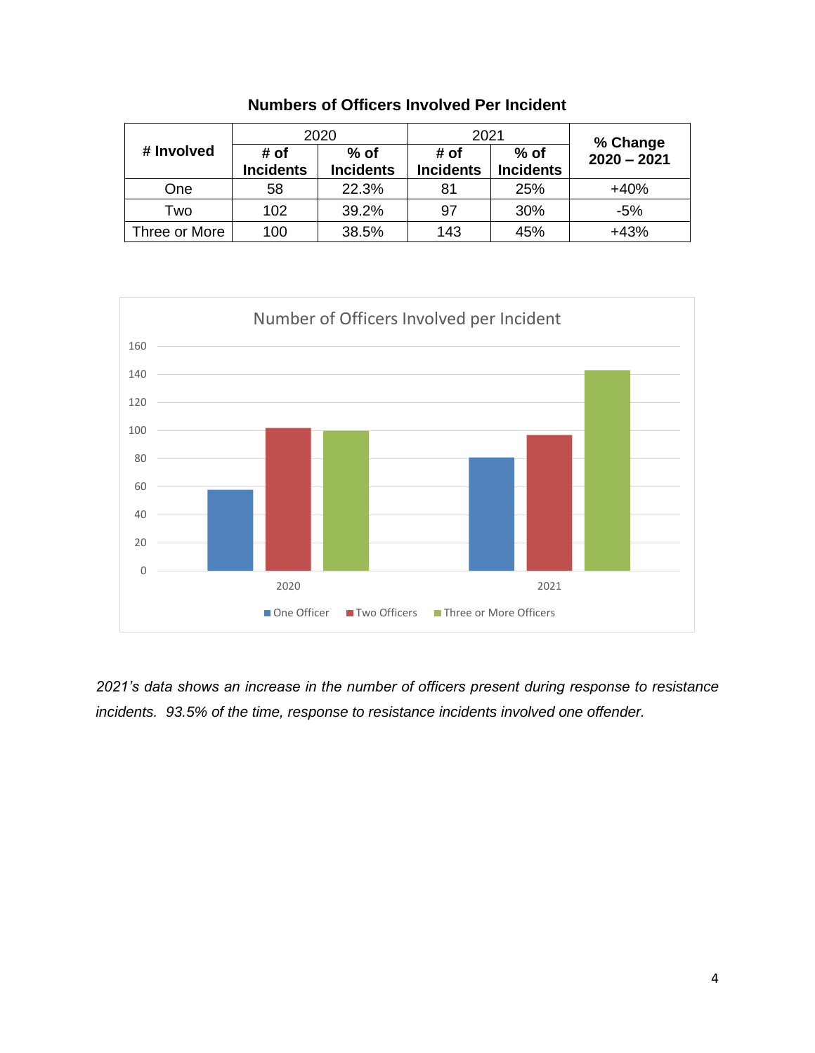**Numbers of Officers Involved Per Incident**

| # Involved | 2020 | | 2021 | | % Change 2020 – 2021 |
|---|---|---|---|---|---|
| | # of Incidents | % of Incidents | # of Incidents | % of Incidents | |
| One | 58 | 22.3% | 81 | 25% | +40% |
| Two | 102 | 39.2% | 97 | 30% | -5% |
| Three or More | 100 | 38.5% | 143 | 45% | +43% |

Number of Officers Involved per Incident

| | One Officer | Two Officers | Three or More Officers |
|---|---|---|---|
| 2020 | 58 | 102 | 100 |
| 2021 | 81 | 97 | 143 |

*2021's data shows an increase in the number of officers present during response to resistance incidents. 93.5% of the time, response to resistance incidents involved one offender.*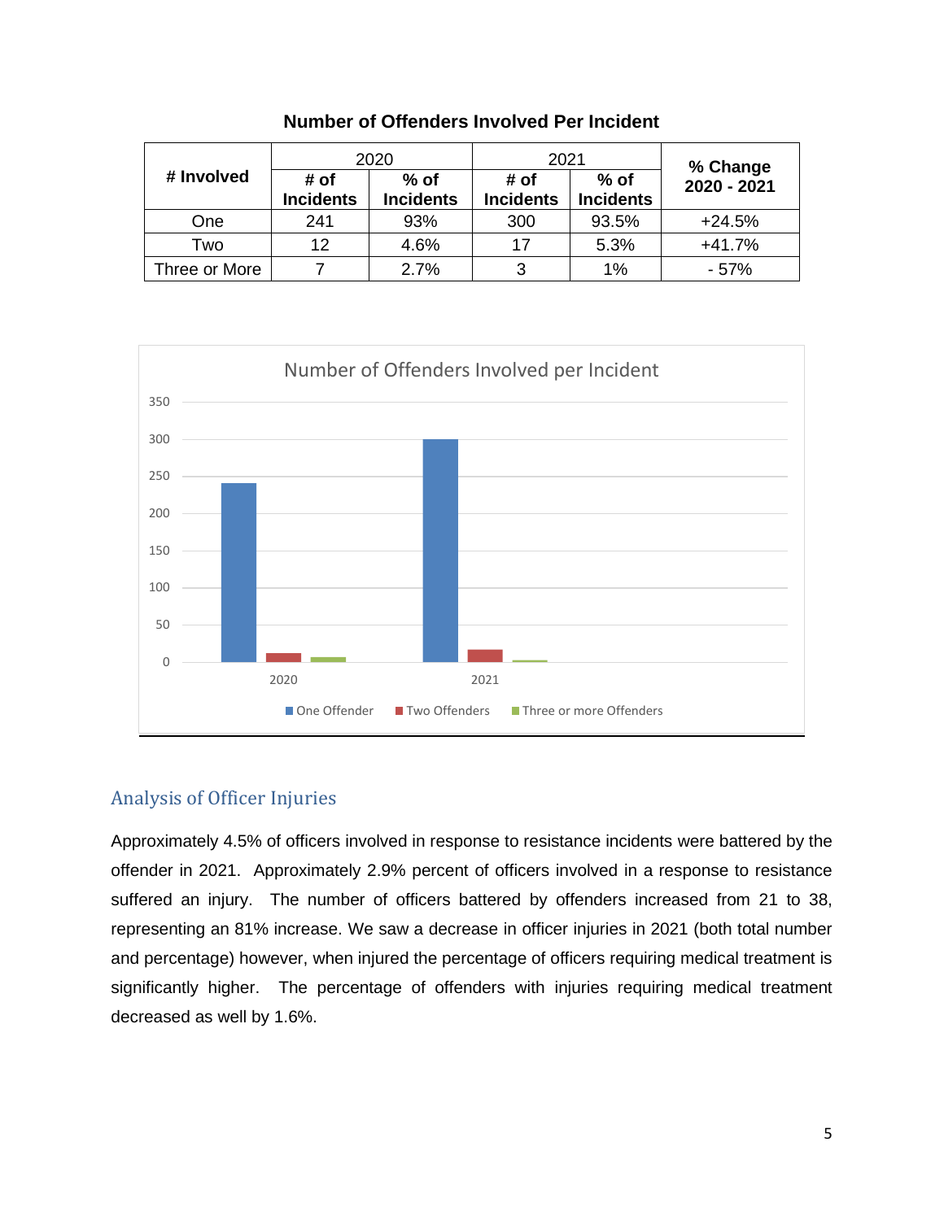**Number of Offenders Involved Per Incident**

| # Involved | 2020 | | 2021 | | % Change 2020 - 2021 |
|---|---|---|---|---|---|
| | **# of Incidents** | **% of Incidents** | **# of Incidents** | **% of Incidents** | |
| One | 241 | 93% | 300 | 93.5% | +24.5% |
| Two | 12 | 4.6% | 17 | 5.3% | +41.7% |
| Three or More | 7 | 2.7% | 3 | 1% | - 57% |

## Analysis of Officer Injuries

Approximately 4.5% of officers involved in response to resistance incidents were battered by the offender in 2021. Approximately 2.9% percent of officers involved in a response to resistance suffered an injury. The number of officers battered by offenders increased from 21 to 38, representing an 81% increase. We saw a decrease in officer injuries in 2021 (both total number and percentage) however, when injured the percentage of officers requiring medical treatment is significantly higher. The percentage of offenders with injuries requiring medical treatment decreased as well by 1.6%.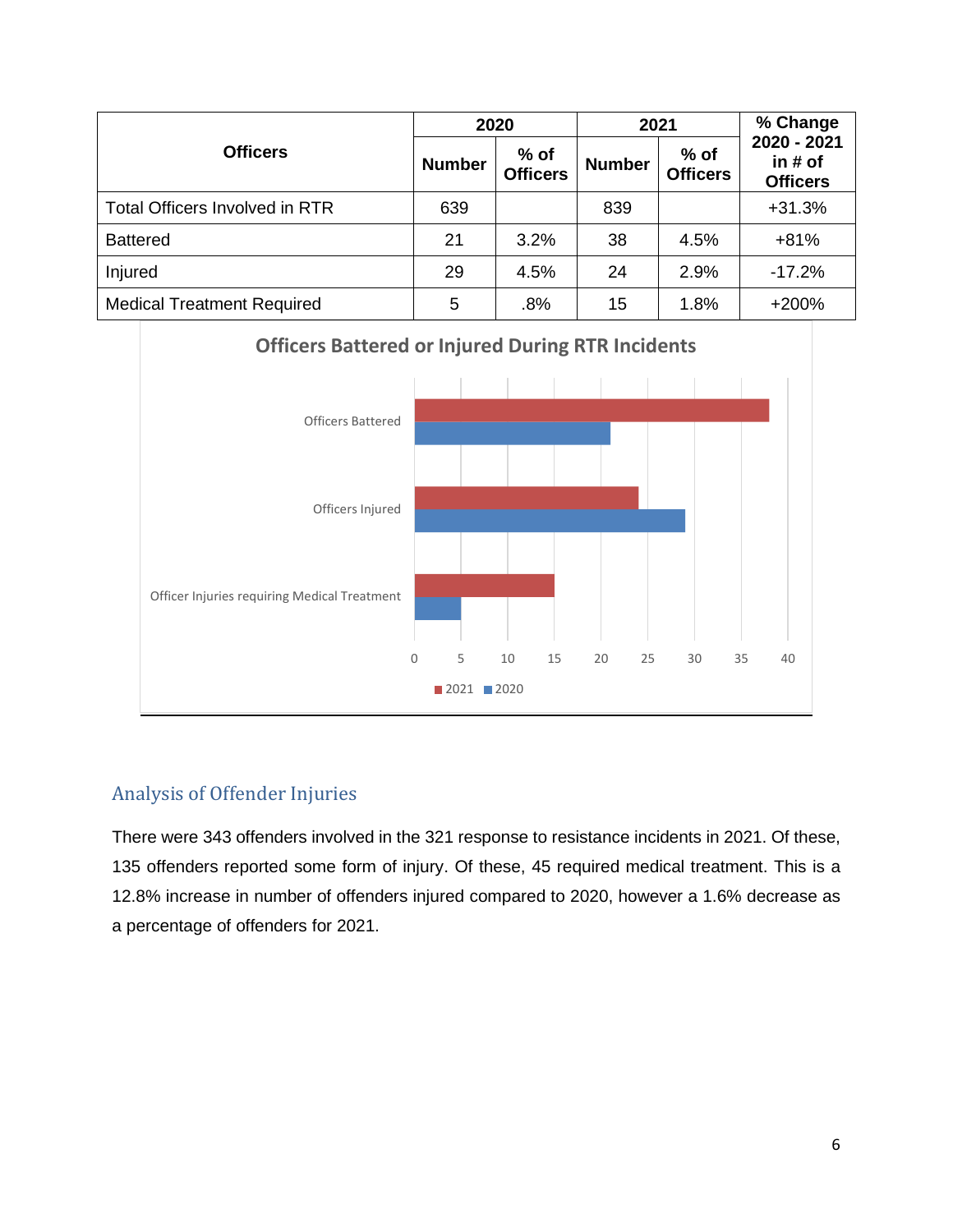| Officers | 2020 | | 2021 | | % Change 2020 - 2021 in # of Officers |
|---|---|---|---|---|---|
| | Number | % of Officers | Number | % of Officers | |
| Total Officers Involved in RTR | 639 | | 839 | | +31.3% |
| Battered | 21 | 3.2% | 38 | 4.5% | +81% |
| Injured | 29 | 4.5% | 24 | 2.9% | -17.2% |
| Medical Treatment Required | 5 | .8% | 15 | 1.8% | +200% |

**Officers Battered or Injured During RTR Incidents**

| | 2021 | 2020 |
|---|---|---|
| Officers Battered | 38 | 21 |
| Officers Injured | 24 | 29 |
| Officer Injuries requiring Medical Treatment | 15 | 5 |

## Analysis of Offender Injuries

There were 343 offenders involved in the 321 response to resistance incidents in 2021. Of these, 135 offenders reported some form of injury. Of these, 45 required medical treatment. This is a 12.8% increase in number of offenders injured compared to 2020, however a 1.6% decrease as a percentage of offenders for 2021.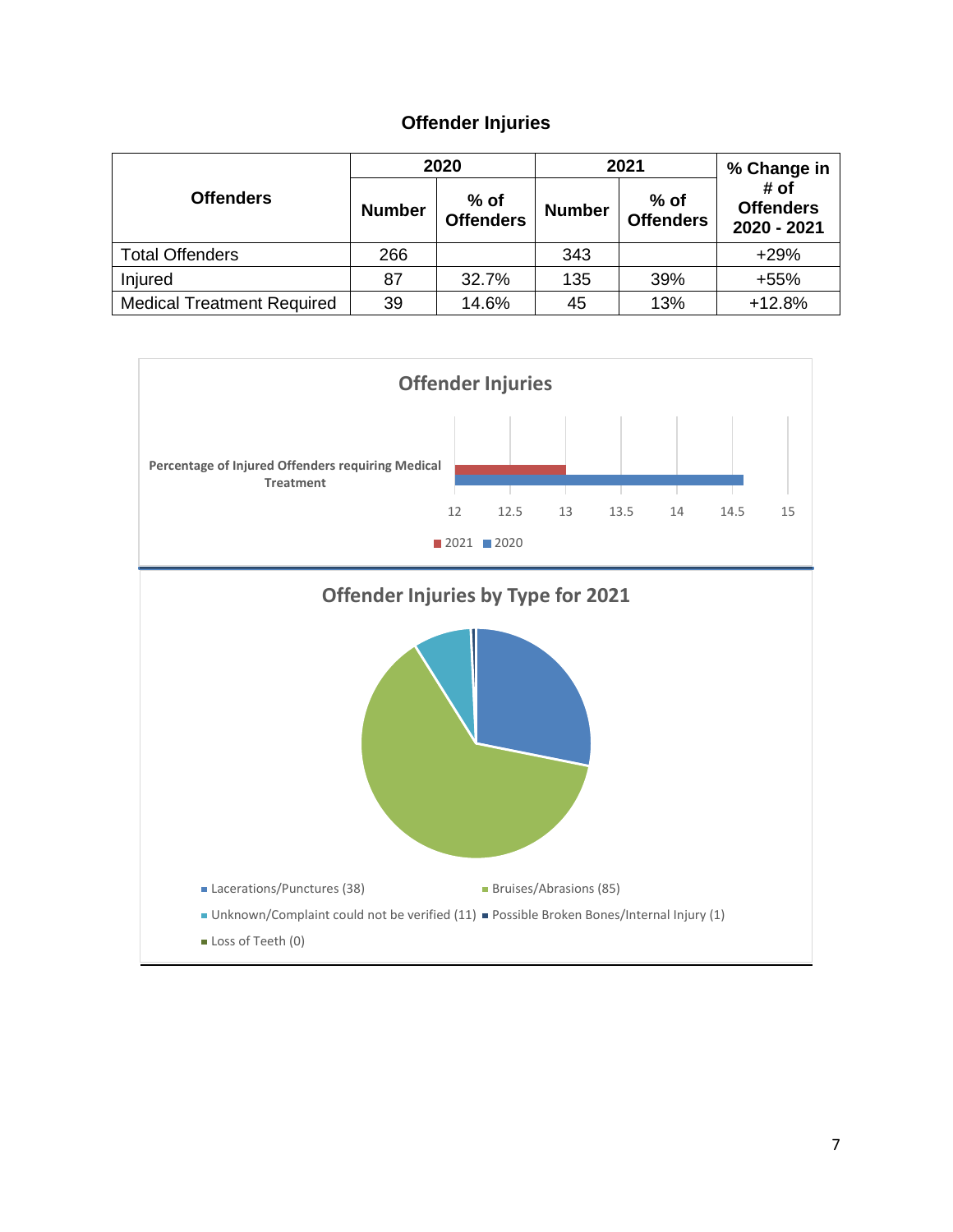# Offender Injuries

| Offenders | 2020 | | 2021 | | % Change in # of Offenders 2020 - 2021 |
|---|---|---|---|---|---|
| | Number | % of Offenders | Number | % of Offenders | |
| Total Offenders | 266 | | 343 | | +29% |
| Injured | 87 | 32.7% | 135 | 39% | +55% |
| Medical Treatment Required | 39 | 14.6% | 45 | 13% | +12.8% |

**Offender Injuries**

Percentage of Injured Offenders requiring Medical Treatment

12 12.5 13 13.5 14 14.5 15

2021 2020

**Offender Injuries by Type for 2021**

- Lacerations/Punctures (38)
- Bruises/Abrasions (85)
- Unknown/Complaint could not be verified (11)
- Possible Broken Bones/Internal Injury (1)
- Loss of Teeth (0)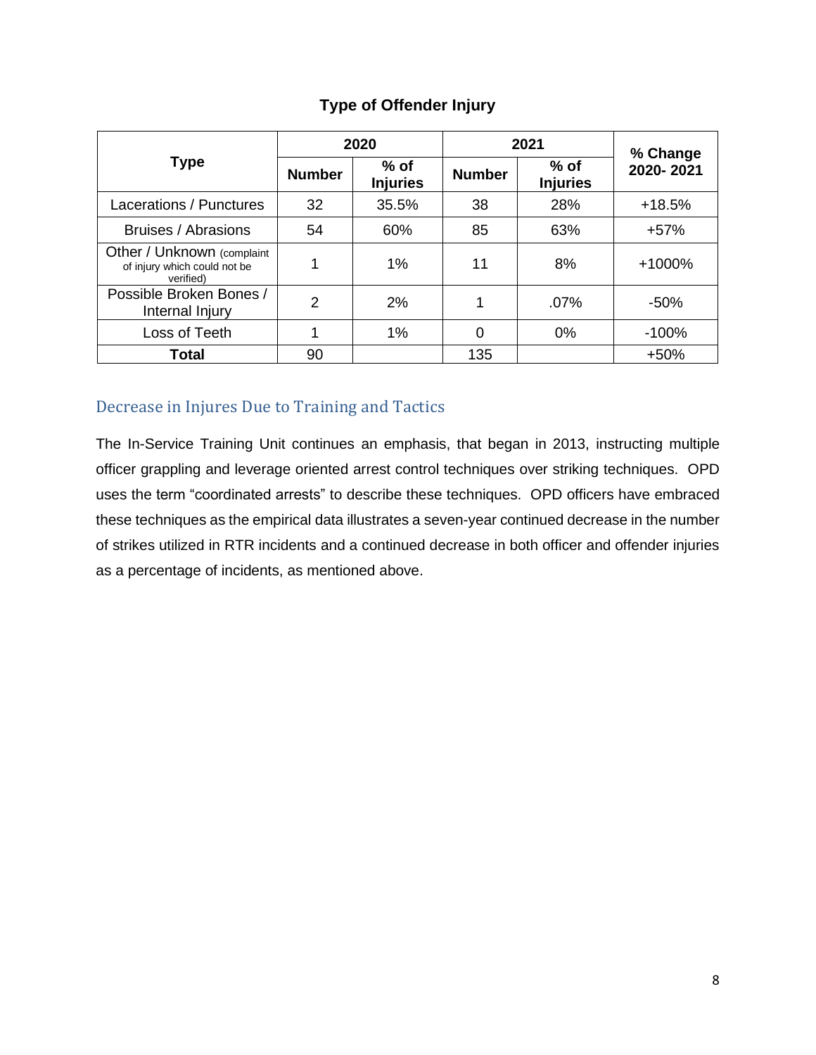**Type of Offender Injury**

| Type | 2020 | | 2021 | | % Change 2020- 2021 |
|---|---|---|---|---|---|
| | Number | % of Injuries | Number | % of Injuries | |
| Lacerations / Punctures | 32 | 35.5% | 38 | 28% | +18.5% |
| Bruises / Abrasions | 54 | 60% | 85 | 63% | +57% |
| Other / Unknown (complaint of injury which could not be verified) | 1 | 1% | 11 | 8% | +1000% |
| Possible Broken Bones / Internal Injury | 2 | 2% | 1 | .07% | -50% |
| Loss of Teeth | 1 | 1% | 0 | 0% | -100% |
| **Total** | 90 | | 135 | | +50% |

## Decrease in Injures Due to Training and Tactics

The In-Service Training Unit continues an emphasis, that began in 2013, instructing multiple officer grappling and leverage oriented arrest control techniques over striking techniques. OPD uses the term "coordinated arrests" to describe these techniques. OPD officers have embraced these techniques as the empirical data illustrates a seven-year continued decrease in the number of strikes utilized in RTR incidents and a continued decrease in both officer and offender injuries as a percentage of incidents, as mentioned above.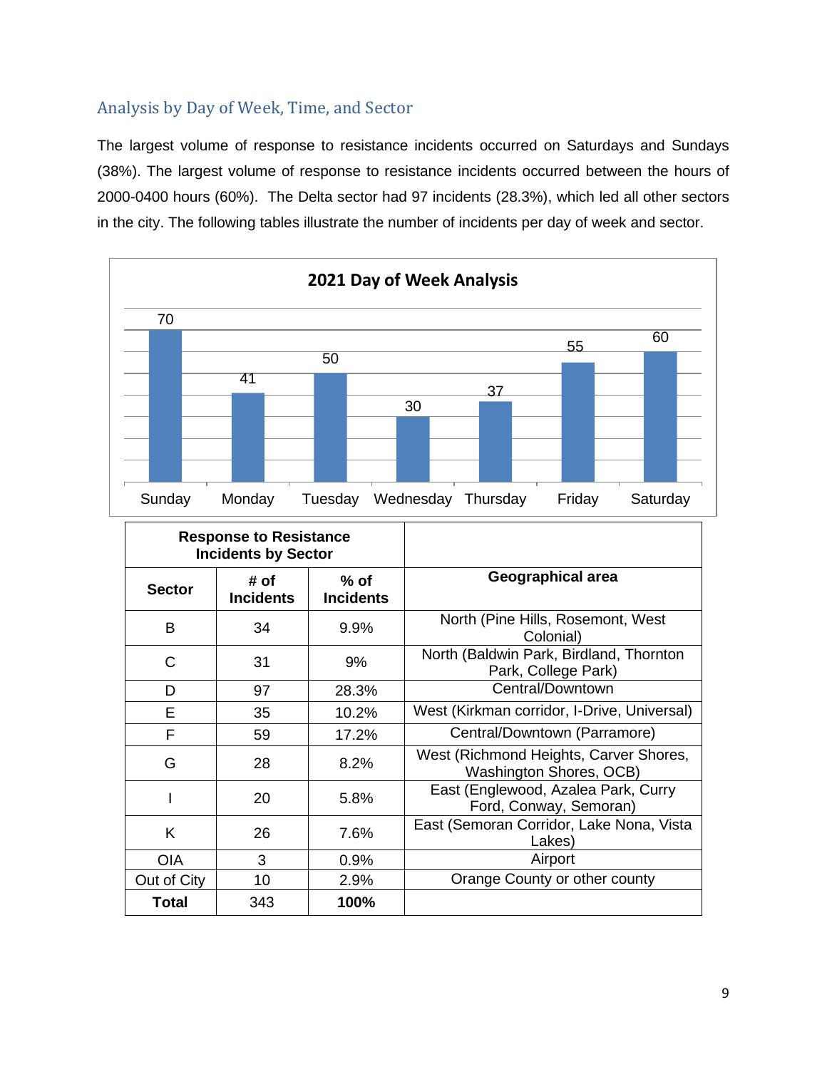## Analysis by Day of Week, Time, and Sector

The largest volume of response to resistance incidents occurred on Saturdays and Sundays (38%). The largest volume of response to resistance incidents occurred between the hours of 2000-0400 hours (60%). The Delta sector had 97 incidents (28.3%), which led all other sectors in the city. The following tables illustrate the number of incidents per day of week and sector.

**2021 Day of Week Analysis**

| Day | Incidents |
|---|---|
| Sunday | 70 |
| Monday | 41 |
| Tuesday | 50 |
| Wednesday | 30 |
| Thursday | 37 |
| Friday | 55 |
| Saturday | 60 |

| Response to Resistance Incidents by Sector | | | |
|---|---|---|---|
| **Sector** | **# of Incidents** | **% of Incidents** | **Geographical area** |
| B | 34 | 9.9% | North (Pine Hills, Rosemont, West Colonial) |
| C | 31 | 9% | North (Baldwin Park, Birdland, Thornton Park, College Park) |
| D | 97 | 28.3% | Central/Downtown |
| E | 35 | 10.2% | West (Kirkman corridor, I-Drive, Universal) |
| F | 59 | 17.2% | Central/Downtown (Parramore) |
| G | 28 | 8.2% | West (Richmond Heights, Carver Shores, Washington Shores, OCB) |
| I | 20 | 5.8% | East (Englewood, Azalea Park, Curry Ford, Conway, Semoran) |
| K | 26 | 7.6% | East (Semoran Corridor, Lake Nona, Vista Lakes) |
| OIA | 3 | 0.9% | Airport |
| Out of City | 10 | 2.9% | Orange County or other county |
| **Total** | 343 | **100%** | |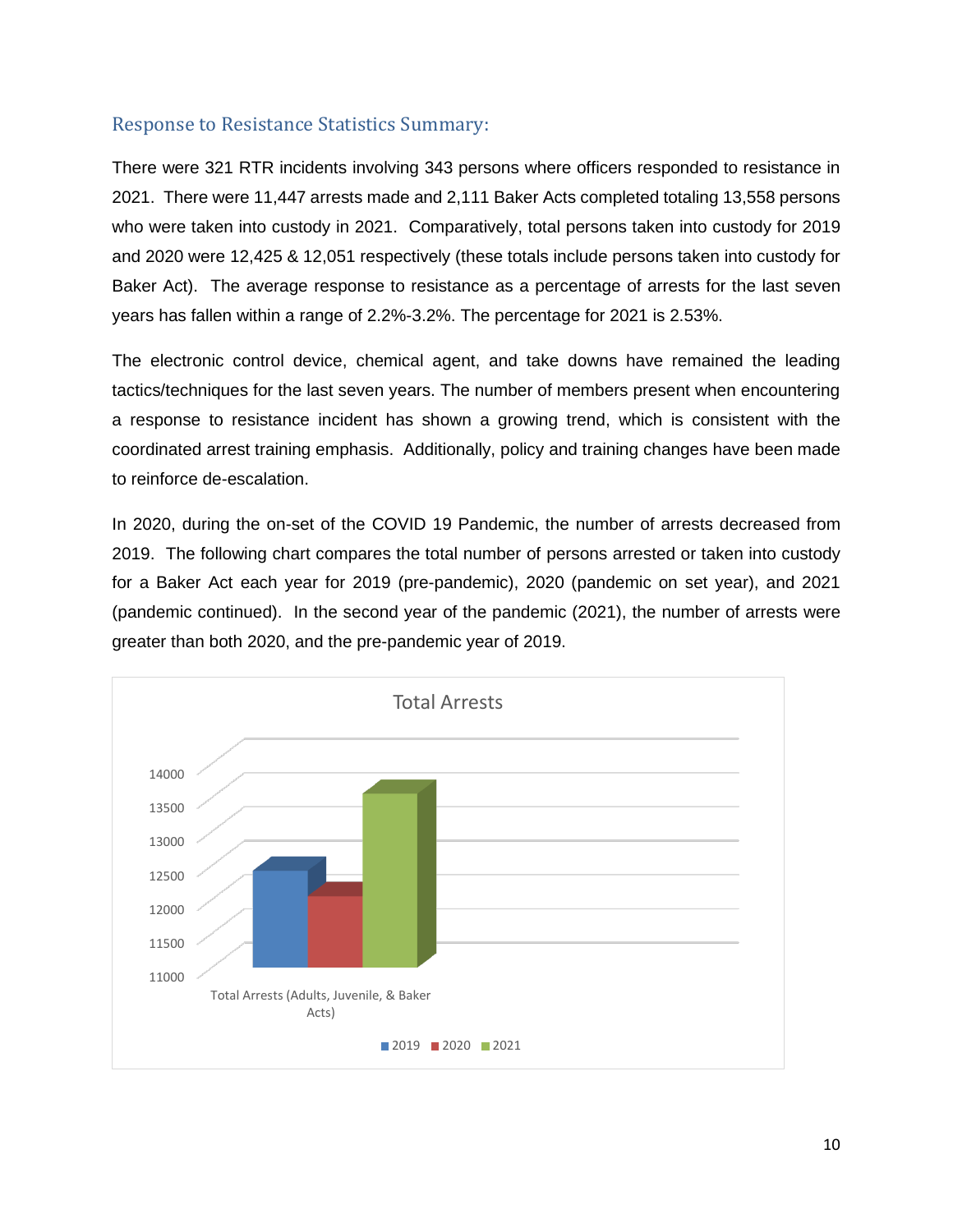## Response to Resistance Statistics Summary:

There were 321 RTR incidents involving 343 persons where officers responded to resistance in 2021. There were 11,447 arrests made and 2,111 Baker Acts completed totaling 13,558 persons who were taken into custody in 2021. Comparatively, total persons taken into custody for 2019 and 2020 were 12,425 & 12,051 respectively (these totals include persons taken into custody for Baker Act). The average response to resistance as a percentage of arrests for the last seven years has fallen within a range of 2.2%-3.2%. The percentage for 2021 is 2.53%.

The electronic control device, chemical agent, and take downs have remained the leading tactics/techniques for the last seven years. The number of members present when encountering a response to resistance incident has shown a growing trend, which is consistent with the coordinated arrest training emphasis. Additionally, policy and training changes have been made to reinforce de-escalation.

In 2020, during the on-set of the COVID 19 Pandemic, the number of arrests decreased from 2019. The following chart compares the total number of persons arrested or taken into custody for a Baker Act each year for 2019 (pre-pandemic), 2020 (pandemic on set year), and 2021 (pandemic continued). In the second year of the pandemic (2021), the number of arrests were greater than both 2020, and the pre-pandemic year of 2019.

**Total Arrests**

| | 2019 | 2020 | 2021 |
|---|---|---|---|
| Total Arrests (Adults, Juvenile, & Baker Acts) | 12,425 | 12,051 | 13,558 |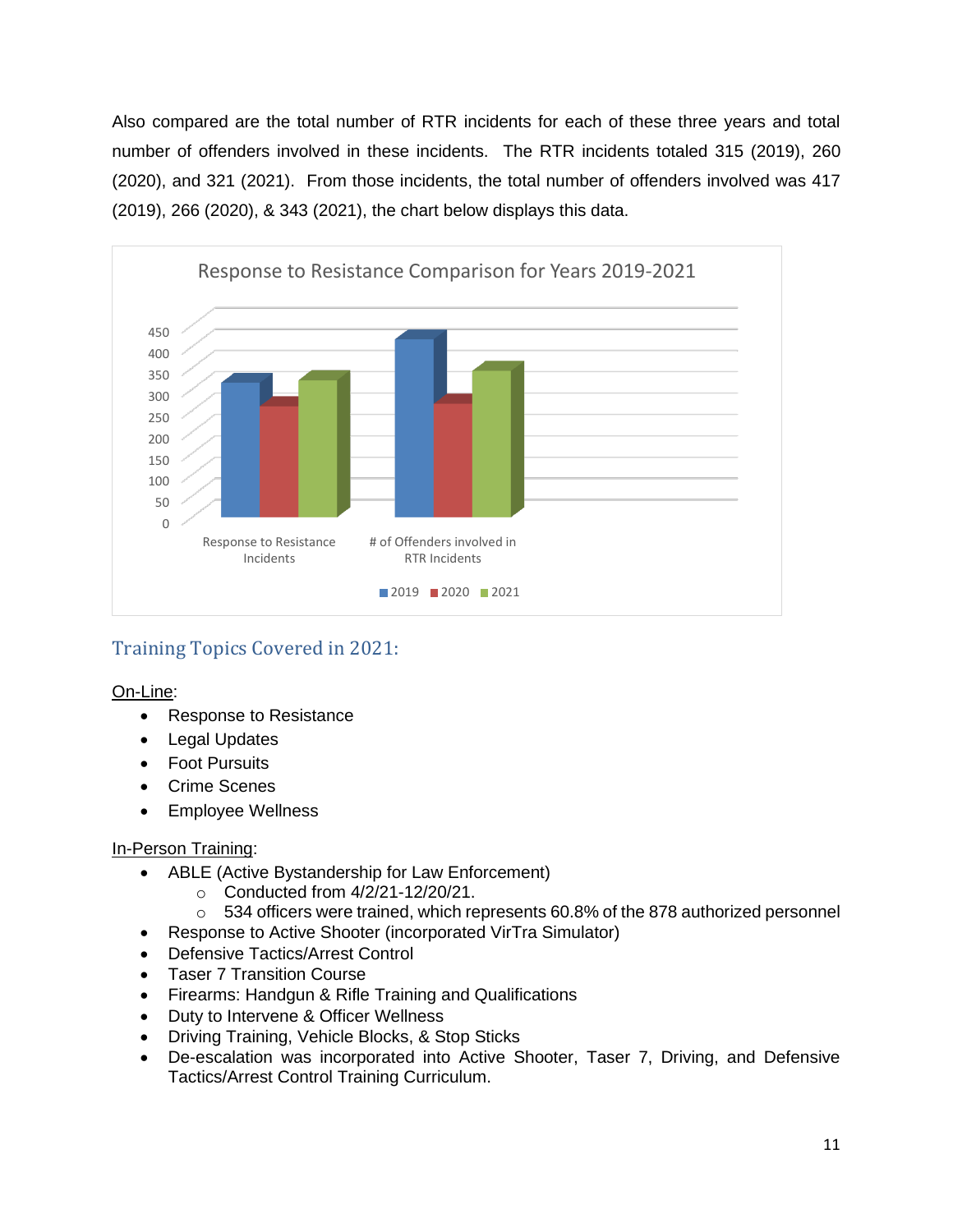Also compared are the total number of RTR incidents for each of these three years and total number of offenders involved in these incidents. The RTR incidents totaled 315 (2019), 260 (2020), and 321 (2021). From those incidents, the total number of offenders involved was 417 (2019), 266 (2020), & 343 (2021), the chart below displays this data.

Response to Resistance Comparison for Years 2019-2021

450
400
350
300
250
200
150
100
50
0

Response to Resistance Incidents
# of Offenders involved in RTR Incidents

2019 2020 2021

## Training Topics Covered in 2021:

On-Line:

- Response to Resistance
- Legal Updates
- Foot Pursuits
- Crime Scenes
- Employee Wellness

In-Person Training:

- ABLE (Active Bystandership for Law Enforcement)
  - Conducted from 4/2/21-12/20/21.
  - 534 officers were trained, which represents 60.8% of the 878 authorized personnel
- Response to Active Shooter (incorporated VirTra Simulator)
- Defensive Tactics/Arrest Control
- Taser 7 Transition Course
- Firearms: Handgun & Rifle Training and Qualifications
- Duty to Intervene & Officer Wellness
- Driving Training, Vehicle Blocks, & Stop Sticks
- De-escalation was incorporated into Active Shooter, Taser 7, Driving, and Defensive Tactics/Arrest Control Training Curriculum.